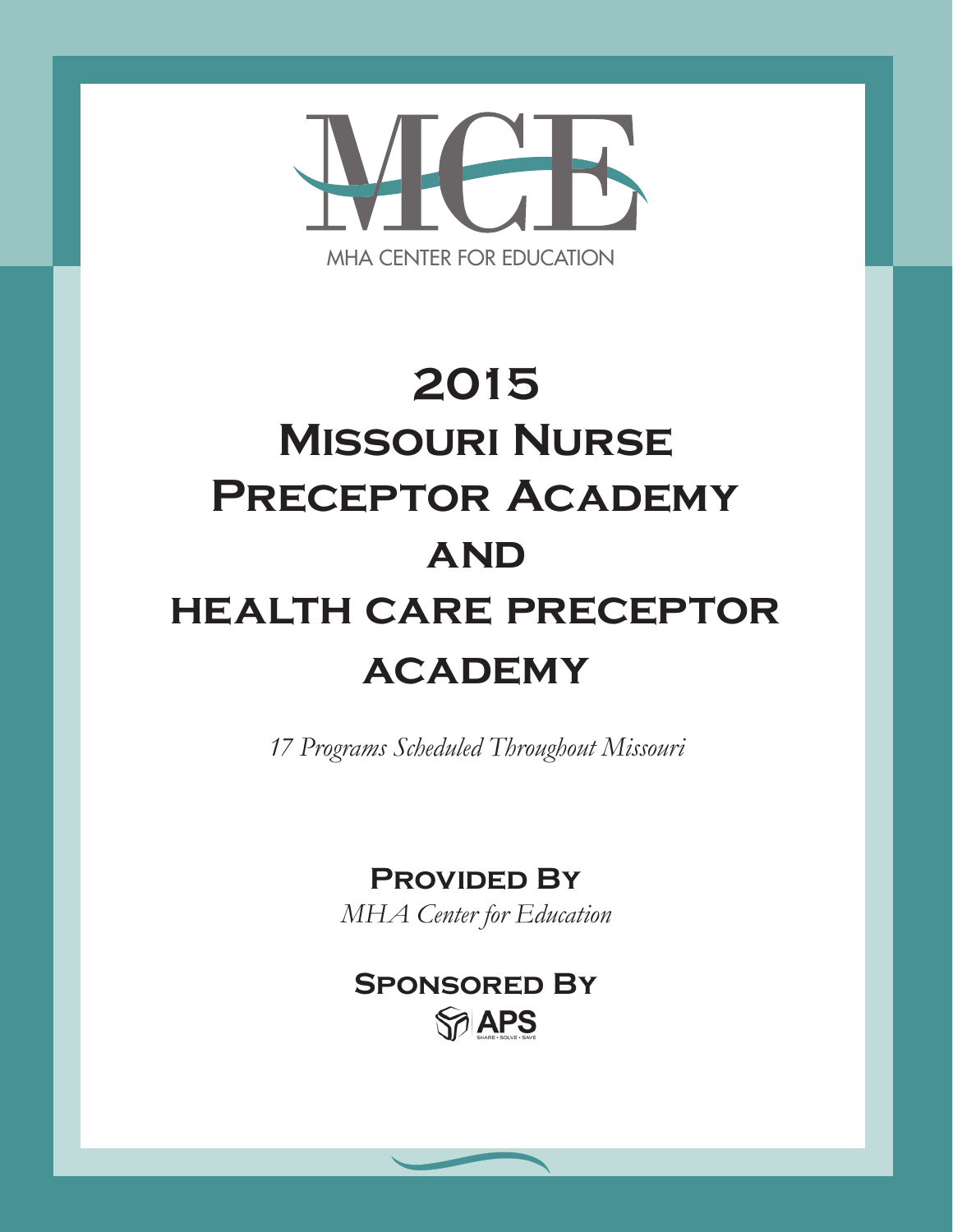MCE

MHA CENTER FOR EDUCATION

# 2015 Missouri Nurse Preceptor Academy and Health Care Preceptor Academy

*17 Programs Scheduled Throughout Missouri*

**Provided By**

*MHA Center for Education*

**Sponsored By**

APS

SHARE • SOLVE • SAVE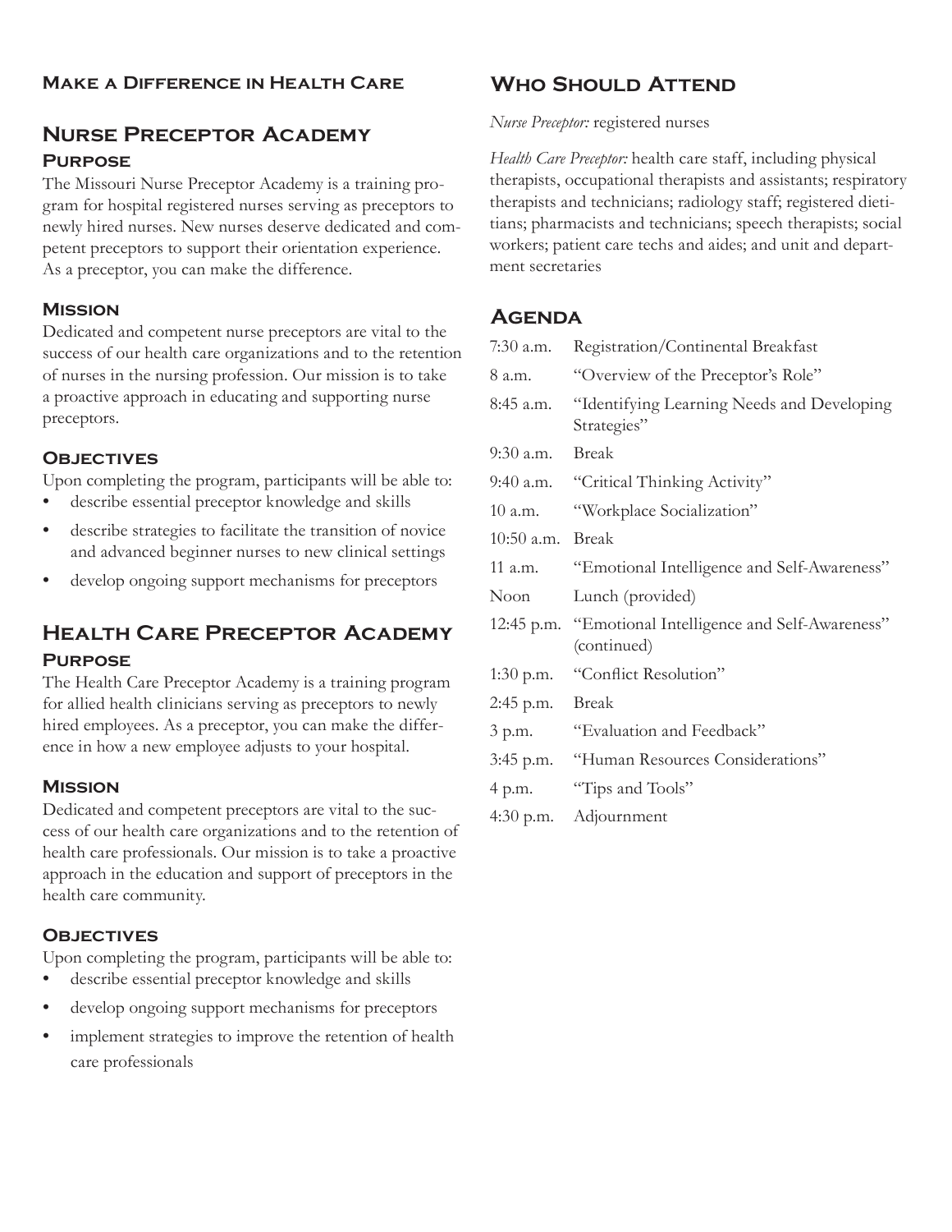### Make a Difference in Health Care

## Nurse Preceptor Academy

### Purpose

The Missouri Nurse Preceptor Academy is a training program for hospital registered nurses serving as preceptors to newly hired nurses. New nurses deserve dedicated and competent preceptors to support their orientation experience. As a preceptor, you can make the difference.

### Mission

Dedicated and competent nurse preceptors are vital to the success of our health care organizations and to the retention of nurses in the nursing profession. Our mission is to take a proactive approach in educating and supporting nurse preceptors.

### Objectives

Upon completing the program, participants will be able to:

- describe essential preceptor knowledge and skills
- describe strategies to facilitate the transition of novice and advanced beginner nurses to new clinical settings
- develop ongoing support mechanisms for preceptors

## Health Care Preceptor Academy

### Purpose

The Health Care Preceptor Academy is a training program for allied health clinicians serving as preceptors to newly hired employees. As a preceptor, you can make the difference in how a new employee adjusts to your hospital.

### Mission

Dedicated and competent preceptors are vital to the success of our health care organizations and to the retention of health care professionals. Our mission is to take a proactive approach in the education and support of preceptors in the health care community.

### Objectives

Upon completing the program, participants will be able to:

- describe essential preceptor knowledge and skills
- develop ongoing support mechanisms for preceptors
- implement strategies to improve the retention of health care professionals

## Who Should Attend

*Nurse Preceptor:* registered nurses

*Health Care Preceptor:* health care staff, including physical therapists, occupational therapists and assistants; respiratory therapists and technicians; radiology staff; registered dietitians; pharmacists and technicians; speech therapists; social workers; patient care techs and aides; and unit and department secretaries

## Agenda

| | |
|---|---|
| 7:30 a.m. | Registration/Continental Breakfast |
| 8 a.m. | "Overview of the Preceptor's Role" |
| 8:45 a.m. | "Identifying Learning Needs and Developing Strategies" |
| 9:30 a.m. | Break |
| 9:40 a.m. | "Critical Thinking Activity" |
| 10 a.m. | "Workplace Socialization" |
| 10:50 a.m. | Break |
| 11 a.m. | "Emotional Intelligence and Self-Awareness" |
| Noon | Lunch (provided) |
| 12:45 p.m. | "Emotional Intelligence and Self-Awareness" (continued) |
| 1:30 p.m. | "Conflict Resolution" |
| 2:45 p.m. | Break |
| 3 p.m. | "Evaluation and Feedback" |
| 3:45 p.m. | "Human Resources Considerations" |
| 4 p.m. | "Tips and Tools" |
| 4:30 p.m. | Adjournment |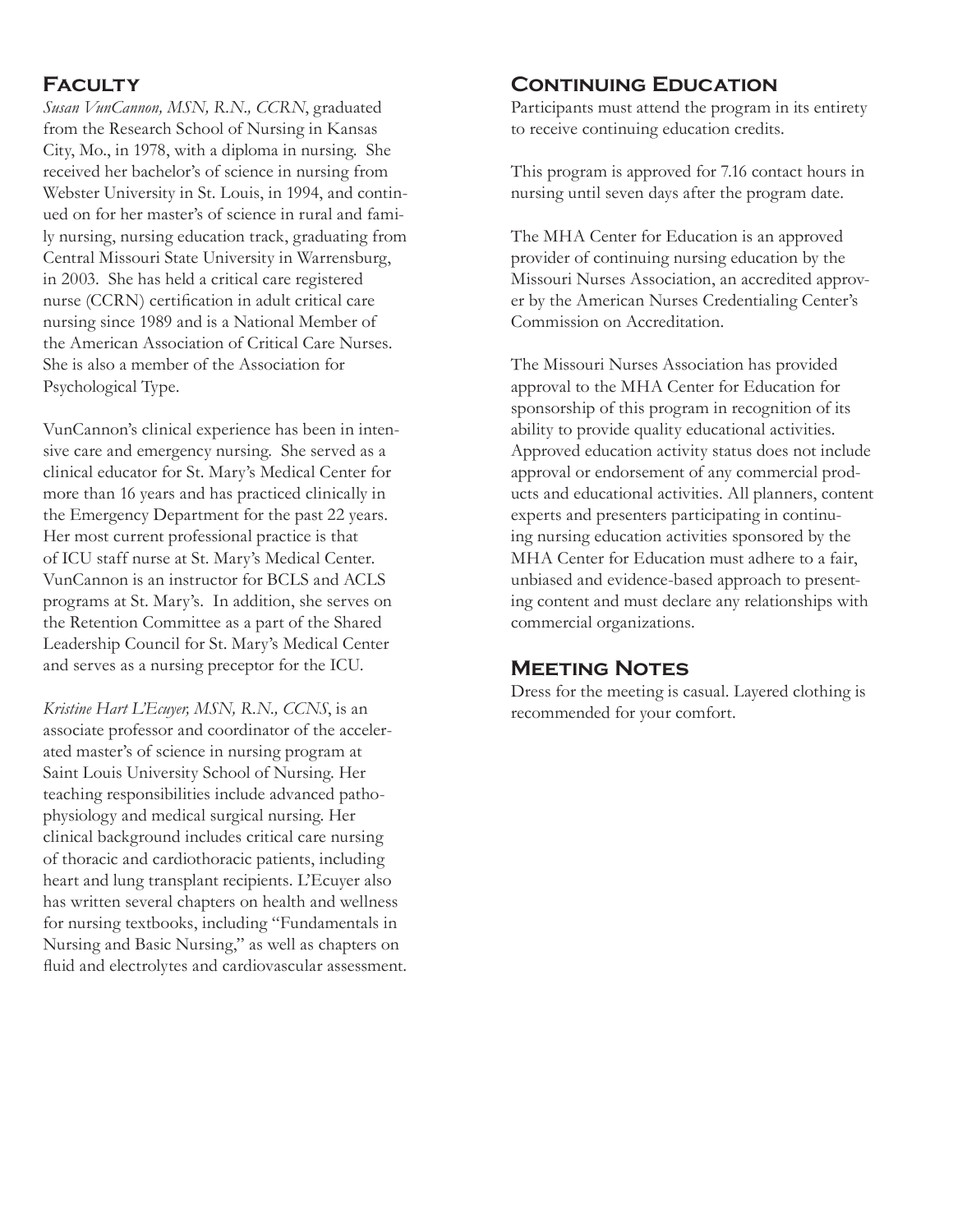## Faculty

*Susan VunCannon, MSN, R.N., CCRN*, graduated from the Research School of Nursing in Kansas City, Mo., in 1978, with a diploma in nursing. She received her bachelor's of science in nursing from Webster University in St. Louis, in 1994, and continued on for her master's of science in rural and family nursing, nursing education track, graduating from Central Missouri State University in Warrensburg, in 2003. She has held a critical care registered nurse (CCRN) certification in adult critical care nursing since 1989 and is a National Member of the American Association of Critical Care Nurses. She is also a member of the Association for Psychological Type.

VunCannon's clinical experience has been in intensive care and emergency nursing. She served as a clinical educator for St. Mary's Medical Center for more than 16 years and has practiced clinically in the Emergency Department for the past 22 years. Her most current professional practice is that of ICU staff nurse at St. Mary's Medical Center. VunCannon is an instructor for BCLS and ACLS programs at St. Mary's. In addition, she serves on the Retention Committee as a part of the Shared Leadership Council for St. Mary's Medical Center and serves as a nursing preceptor for the ICU.

*Kristine Hart L'Ecuyer, MSN, R.N., CCNS*, is an associate professor and coordinator of the accelerated master's of science in nursing program at Saint Louis University School of Nursing. Her teaching responsibilities include advanced pathophysiology and medical surgical nursing. Her clinical background includes critical care nursing of thoracic and cardiothoracic patients, including heart and lung transplant recipients. L'Ecuyer also has written several chapters on health and wellness for nursing textbooks, including "Fundamentals in Nursing and Basic Nursing," as well as chapters on fluid and electrolytes and cardiovascular assessment.

## Continuing Education

Participants must attend the program in its entirety to receive continuing education credits.

This program is approved for 7.16 contact hours in nursing until seven days after the program date.

The MHA Center for Education is an approved provider of continuing nursing education by the Missouri Nurses Association, an accredited approver by the American Nurses Credentialing Center's Commission on Accreditation.

The Missouri Nurses Association has provided approval to the MHA Center for Education for sponsorship of this program in recognition of its ability to provide quality educational activities. Approved education activity status does not include approval or endorsement of any commercial products and educational activities. All planners, content experts and presenters participating in continuing nursing education activities sponsored by the MHA Center for Education must adhere to a fair, unbiased and evidence-based approach to presenting content and must declare any relationships with commercial organizations.

## Meeting Notes

Dress for the meeting is casual. Layered clothing is recommended for your comfort.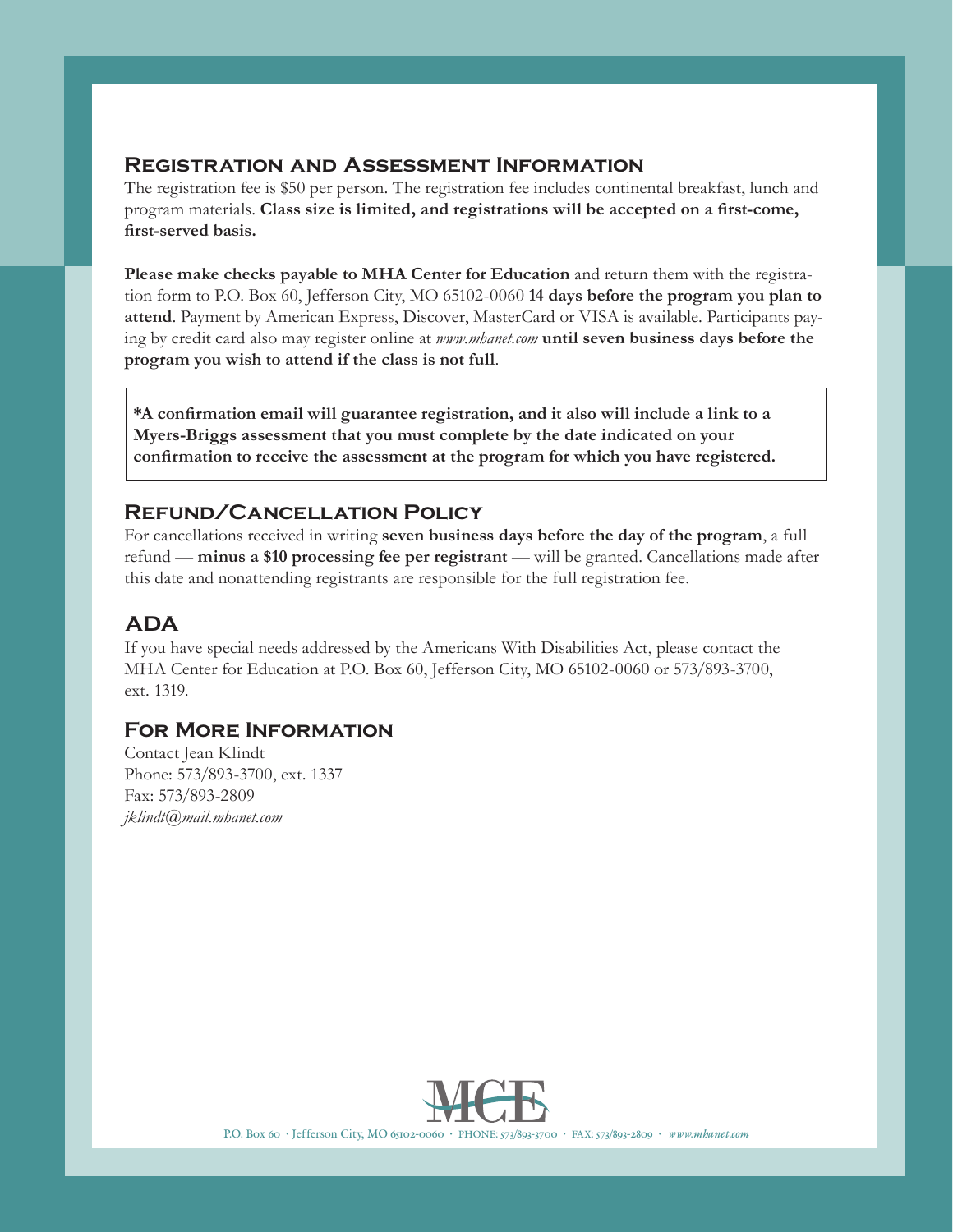## Registration and Assessment Information

The registration fee is $50 per person. The registration fee includes continental breakfast, lunch and program materials. **Class size is limited, and registrations will be accepted on a first-come, first-served basis.**

**Please make checks payable to MHA Center for Education** and return them with the registration form to P.O. Box 60, Jefferson City, MO 65102-0060 **14 days before the program you plan to attend**. Payment by American Express, Discover, MasterCard or VISA is available. Participants paying by credit card also may register online at *www.mhanet.com* **until seven business days before the program you wish to attend if the class is not full**.

**\*A confirmation email will guarantee registration, and it also will include a link to a Myers-Briggs assessment that you must complete by the date indicated on your confirmation to receive the assessment at the program for which you have registered.**

## Refund/Cancellation Policy

For cancellations received in writing **seven business days before the day of the program**, a full refund — **minus a $10 processing fee per registrant** — will be granted. Cancellations made after this date and nonattending registrants are responsible for the full registration fee.

## ADA

If you have special needs addressed by the Americans With Disabilities Act, please contact the MHA Center for Education at P.O. Box 60, Jefferson City, MO 65102-0060 or 573/893-3700, ext. 1319.

## For More Information

Contact Jean Klindt
Phone: 573/893-3700, ext. 1337
Fax: 573/893-2809
*jklindt@mail.mhanet.com*

MCE

P.O. Box 60 · Jefferson City, MO 65102-0060 · PHONE: 573/893-3700 · FAX: 573/893-2809 · *www.mhanet.com*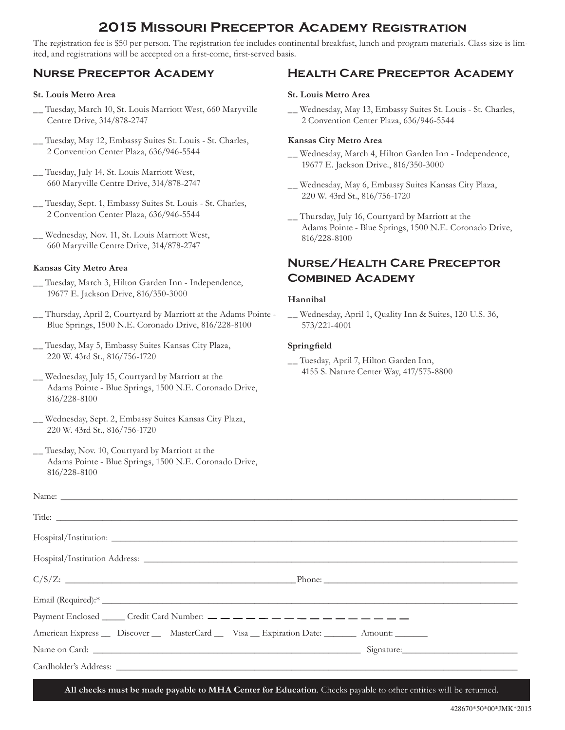# 2015 Missouri Preceptor Academy Registration

The registration fee is $50 per person. The registration fee includes continental breakfast, lunch and program materials. Class size is limited, and registrations will be accepted on a first-come, first-served basis.

## Nurse Preceptor Academy

**St. Louis Metro Area**

__ Tuesday, March 10, St. Louis Marriott West, 660 Maryville Centre Drive, 314/878-2747

__ Tuesday, May 12, Embassy Suites St. Louis - St. Charles, 2 Convention Center Plaza, 636/946-5544

__ Tuesday, July 14, St. Louis Marriott West, 660 Maryville Centre Drive, 314/878-2747

__ Tuesday, Sept. 1, Embassy Suites St. Louis - St. Charles, 2 Convention Center Plaza, 636/946-5544

__ Wednesday, Nov. 11, St. Louis Marriott West, 660 Maryville Centre Drive, 314/878-2747

**Kansas City Metro Area**

__ Tuesday, March 3, Hilton Garden Inn - Independence, 19677 E. Jackson Drive, 816/350-3000

__ Thursday, April 2, Courtyard by Marriott at the Adams Pointe - Blue Springs, 1500 N.E. Coronado Drive, 816/228-8100

__ Tuesday, May 5, Embassy Suites Kansas City Plaza, 220 W. 43rd St., 816/756-1720

__ Wednesday, July 15, Courtyard by Marriott at the Adams Pointe - Blue Springs, 1500 N.E. Coronado Drive, 816/228-8100

__ Wednesday, Sept. 2, Embassy Suites Kansas City Plaza, 220 W. 43rd St., 816/756-1720

__ Tuesday, Nov. 10, Courtyard by Marriott at the Adams Pointe - Blue Springs, 1500 N.E. Coronado Drive, 816/228-8100

## Health Care Preceptor Academy

**St. Louis Metro Area**

__ Wednesday, May 13, Embassy Suites St. Louis - St. Charles, 2 Convention Center Plaza, 636/946-5544

**Kansas City Metro Area**

__ Wednesday, March 4, Hilton Garden Inn - Independence, 19677 E. Jackson Drive., 816/350-3000

__ Wednesday, May 6, Embassy Suites Kansas City Plaza, 220 W. 43rd St., 816/756-1720

__ Thursday, July 16, Courtyard by Marriott at the Adams Pointe - Blue Springs, 1500 N.E. Coronado Drive, 816/228-8100

## Nurse/Health Care Preceptor Combined Academy

**Hannibal**

__ Wednesday, April 1, Quality Inn & Suites, 120 U.S. 36, 573/221-4001

**Springfield**

__ Tuesday, April 7, Hilton Garden Inn, 4155 S. Nature Center Way, 417/575-8800

Name: ______________________________

Title: ______________________________

Hospital/Institution: ______________________________

Hospital/Institution Address: ______________________________

C/S/Z: ______________________________ Phone: ______________________________

Email (Required):* ______________________________

Payment Enclosed _____ Credit Card Number: _ _ _ _ _ _ _ _ _ _ _ _ _ _ _ _

American Express __ Discover __ MasterCard __ Visa __ Expiration Date: _______ Amount: _______

Name on Card: ______________________________ Signature: ______________________________

Cardholder's Address: ______________________________

**All checks must be made payable to MHA Center for Education**. Checks payable to other entities will be returned.

428670*50*00*JMK*2015